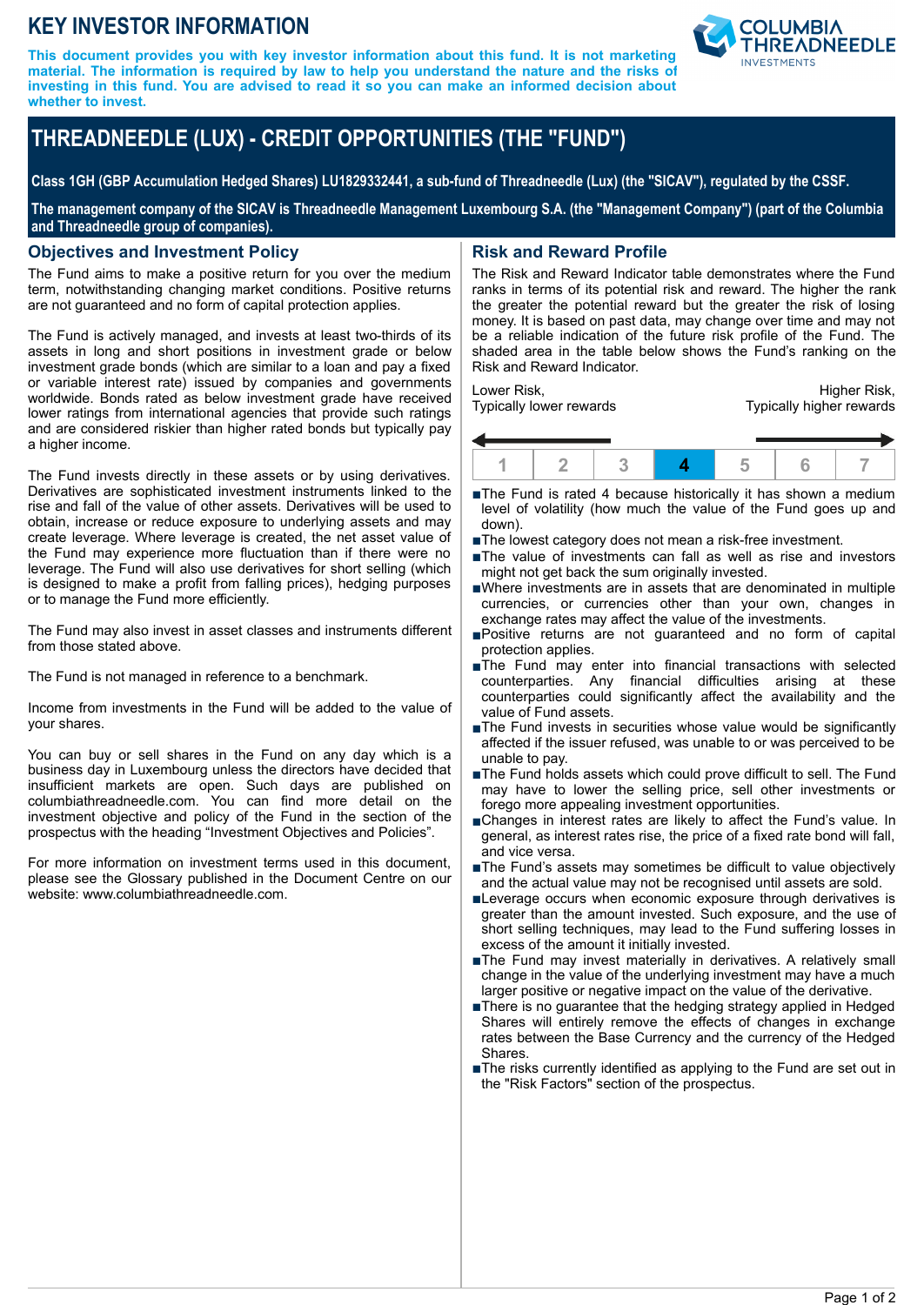# KEY INVESTOR INFORMATION

**This document provides you with key investor information about this fund. It is not marketing material. The information is required by law to help you understand the nature and the risks of investing in this fund. You are advised to read it so you can make an informed decision about whether to invest.**

# THREADNEEDLE (LUX) - CREDIT OPPORTUNITIES (THE "FUND")

**Class 1GH (GBP Accumulation Hedged Shares) LU1829332441, a sub-fund of Threadneedle (Lux) (the "SICAV"), regulated by the CSSF.**

**The management company of the SICAV is Threadneedle Management Luxembourg S.A. (the "Management Company") (part of the Columbia and Threadneedle group of companies).**

## Objectives and Investment Policy

The Fund aims to make a positive return for you over the medium term, notwithstanding changing market conditions. Positive returns are not guaranteed and no form of capital protection applies.

The Fund is actively managed, and invests at least two-thirds of its assets in long and short positions in investment grade or below investment grade bonds (which are similar to a loan and pay a fixed or variable interest rate) issued by companies and governments worldwide. Bonds rated as below investment grade have received lower ratings from international agencies that provide such ratings and are considered riskier than higher rated bonds but typically pay a higher income.

The Fund invests directly in these assets or by using derivatives. Derivatives are sophisticated investment instruments linked to the rise and fall of the value of other assets. Derivatives will be used to obtain, increase or reduce exposure to underlying assets and may create leverage. Where leverage is created, the net asset value of the Fund may experience more fluctuation than if there were no leverage. The Fund will also use derivatives for short selling (which is designed to make a profit from falling prices), hedging purposes or to manage the Fund more efficiently.

The Fund may also invest in asset classes and instruments different from those stated above.

The Fund is not managed in reference to a benchmark.

Income from investments in the Fund will be added to the value of your shares.

You can buy or sell shares in the Fund on any day which is a business day in Luxembourg unless the directors have decided that insufficient markets are open. Such days are published on columbiathreadneedle.com. You can find more detail on the investment objective and policy of the Fund in the section of the prospectus with the heading "Investment Objectives and Policies".

For more information on investment terms used in this document, please see the Glossary published in the Document Centre on our website: www.columbiathreadneedle.com.

## Risk and Reward Profile

The Risk and Reward Indicator table demonstrates where the Fund ranks in terms of its potential risk and reward. The higher the rank the greater the potential reward but the greater the risk of losing money. It is based on past data, may change over time and may not be a reliable indication of the future risk profile of the Fund. The shaded area in the table below shows the Fund's ranking on the Risk and Reward Indicator.

Lower Risk, Typically lower rewards — Higher Risk, Typically higher rewards

| 1 | 2 | 3 | **4** | 5 | 6 | 7 |
|---|---|---|---|---|---|---|

- The Fund is rated 4 because historically it has shown a medium level of volatility (how much the value of the Fund goes up and down).
- The lowest category does not mean a risk-free investment.
- The value of investments can fall as well as rise and investors might not get back the sum originally invested.
- Where investments are in assets that are denominated in multiple currencies, or currencies other than your own, changes in exchange rates may affect the value of the investments.
- Positive returns are not guaranteed and no form of capital protection applies.
- The Fund may enter into financial transactions with selected counterparties. Any financial difficulties arising at these counterparties could significantly affect the availability and the value of Fund assets.
- The Fund invests in securities whose value would be significantly affected if the issuer refused, was unable to or was perceived to be unable to pay.
- The Fund holds assets which could prove difficult to sell. The Fund may have to lower the selling price, sell other investments or forego more appealing investment opportunities.
- Changes in interest rates are likely to affect the Fund's value. In general, as interest rates rise, the price of a fixed rate bond will fall, and vice versa.
- The Fund's assets may sometimes be difficult to value objectively and the actual value may not be recognised until assets are sold.
- Leverage occurs when economic exposure through derivatives is greater than the amount invested. Such exposure, and the use of short selling techniques, may lead to the Fund suffering losses in excess of the amount it initially invested.
- The Fund may invest materially in derivatives. A relatively small change in the value of the underlying investment may have a much larger positive or negative impact on the value of the derivative.
- There is no guarantee that the hedging strategy applied in Hedged Shares will entirely remove the effects of changes in exchange rates between the Base Currency and the currency of the Hedged Shares.
- The risks currently identified as applying to the Fund are set out in the "Risk Factors" section of the prospectus.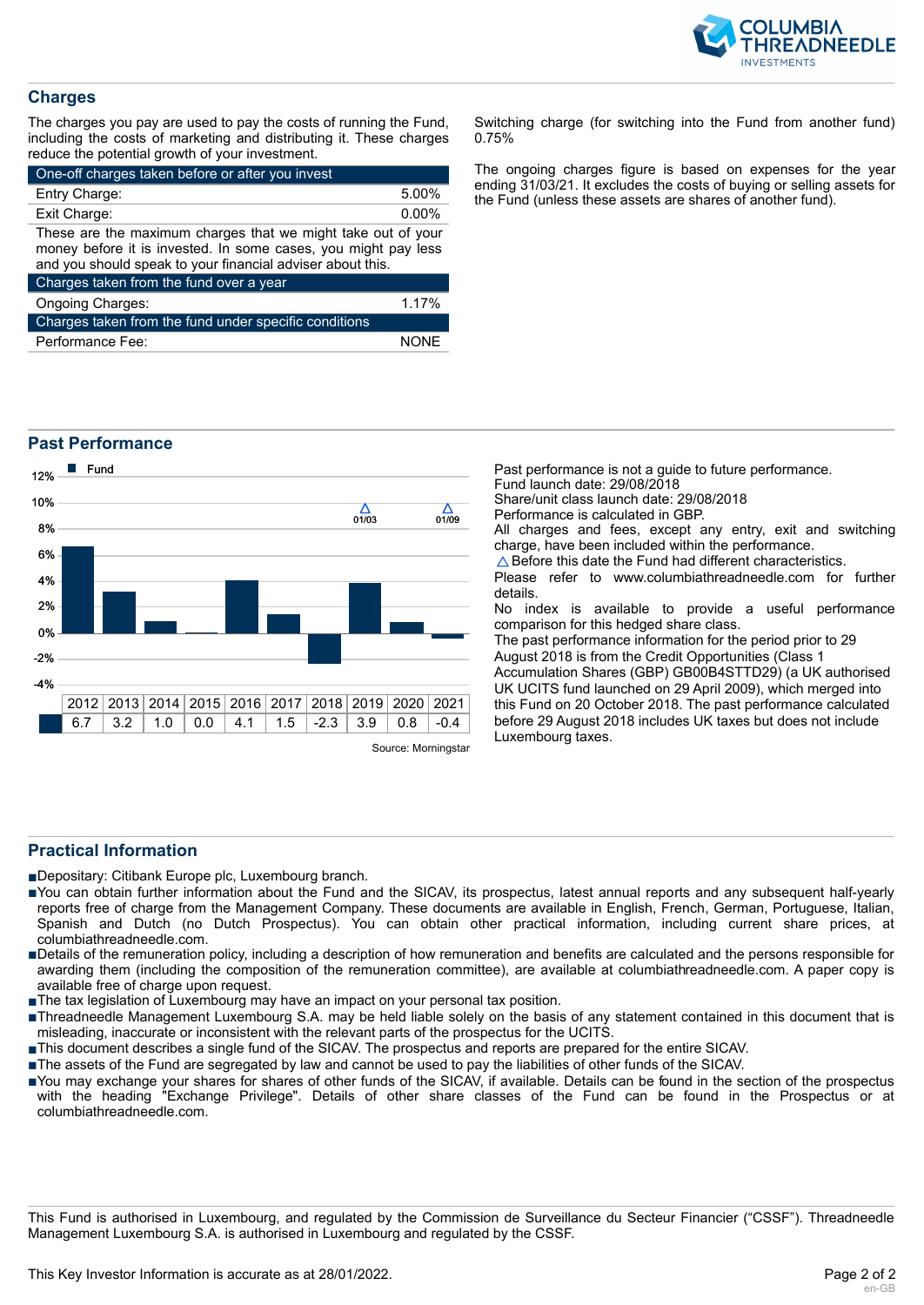## Charges

The charges you pay are used to pay the costs of running the Fund, including the costs of marketing and distributing it. These charges reduce the potential growth of your investment.

| | |
|---|---|
| **One-off charges taken before or after you invest** | |
| Entry Charge: | 5.00% |
| Exit Charge: | 0.00% |
| These are the maximum charges that we might take out of your money before it is invested. In some cases, you might pay less and you should speak to your financial adviser about this. | |
| **Charges taken from the fund over a year** | |
| Ongoing Charges: | 1.17% |
| **Charges taken from the fund under specific conditions** | |
| Performance Fee: | NONE |

Switching charge (for switching into the Fund from another fund) 0.75%

The ongoing charges figure is based on expenses for the year ending 31/03/21. It excludes the costs of buying or selling assets for the Fund (unless these assets are shares of another fund).

## Past Performance

Fund

12%
10%
8%
6%
4%
2%
0%
-2%
-4%

01/03
01/09

2012 2013 2014 2015 2016 2017 2018 2019 2020 2021
6.7 3.2 1.0 0.0 4.1 1.5 -2.3 3.9 0.8 -0.4

Source: Morningstar

Past performance is not a guide to future performance.
Fund launch date: 29/08/2018
Share/unit class launch date: 29/08/2018
Performance is calculated in GBP.
All charges and fees, except any entry, exit and switching charge, have been included within the performance.
△ Before this date the Fund had different characteristics.
Please refer to www.columbiathreadneedle.com for further details.
No index is available to provide a useful performance comparison for this hedged share class.
The past performance information for the period prior to 29 August 2018 is from the Credit Opportunities (Class 1 Accumulation Shares (GBP) GB00B4STTD29) (a UK authorised UK UCITS fund launched on 29 April 2009), which merged into this Fund on 20 October 2018. The past performance calculated before 29 August 2018 includes UK taxes but does not include Luxembourg taxes.

## Practical Information

- Depositary: Citibank Europe plc, Luxembourg branch.
- You can obtain further information about the Fund and the SICAV, its prospectus, latest annual reports and any subsequent half-yearly reports free of charge from the Management Company. These documents are available in English, French, German, Portuguese, Italian, Spanish and Dutch (no Dutch Prospectus). You can obtain other practical information, including current share prices, at columbiathreadneedle.com.
- Details of the remuneration policy, including a description of how remuneration and benefits are calculated and the persons responsible for awarding them (including the composition of the remuneration committee), are available at columbiathreadneedle.com. A paper copy is available free of charge upon request.
- The tax legislation of Luxembourg may have an impact on your personal tax position.
- Threadneedle Management Luxembourg S.A. may be held liable solely on the basis of any statement contained in this document that is misleading, inaccurate or inconsistent with the relevant parts of the prospectus for the UCITS.
- This document describes a single fund of the SICAV. The prospectus and reports are prepared for the entire SICAV.
- The assets of the Fund are segregated by law and cannot be used to pay the liabilities of other funds of the SICAV.
- You may exchange your shares for shares of other funds of the SICAV, if available. Details can be found in the section of the prospectus with the heading "Exchange Privilege". Details of other share classes of the Fund can be found in the Prospectus or at columbiathreadneedle.com.

This Fund is authorised in Luxembourg, and regulated by the Commission de Surveillance du Secteur Financier ("CSSF"). Threadneedle Management Luxembourg S.A. is authorised in Luxembourg and regulated by the CSSF.

This Key Investor Information is accurate as at 28/01/2022.